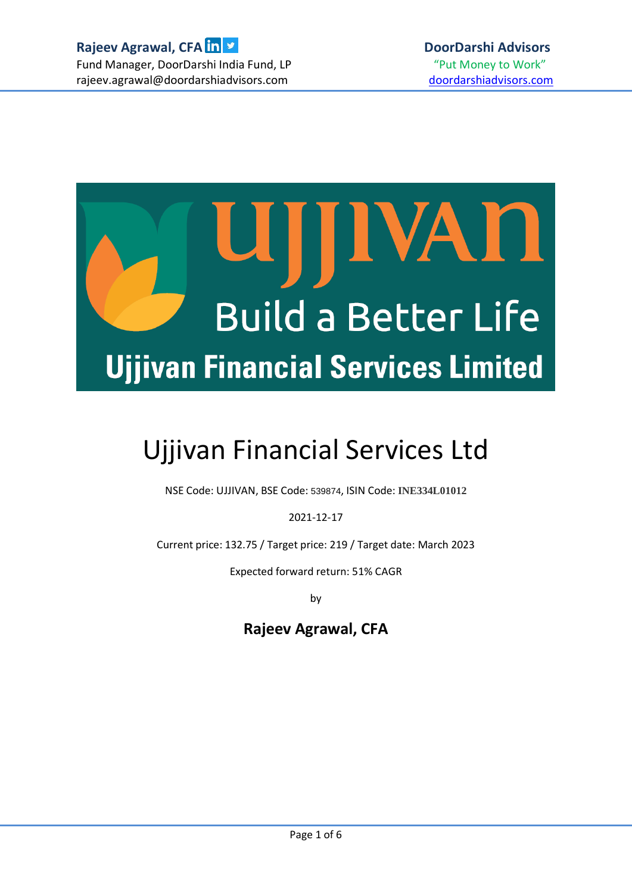**Rajeev Agrawal, CFA**
Fund Manager, DoorDarshi India Fund, LP
rajeev.agrawal@doordarshiadvisors.com

**DoorDarshi Advisors**
"Put Money to Work"
doordarshiadvisors.com

UJJIVAN
Build a Better Life
**Ujjivan Financial Services Limited**

# Ujjivan Financial Services Ltd

NSE Code: UJJIVAN, BSE Code: 539874, ISIN Code: **INE334L01012**

2021-12-17

Current price: 132.75 / Target price: 219 / Target date: March 2023

Expected forward return: 51% CAGR

by

**Rajeev Agrawal, CFA**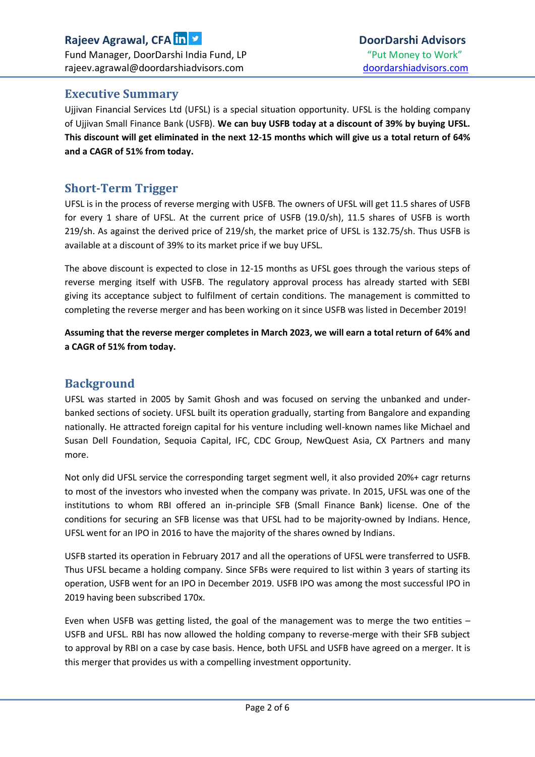## Executive Summary

Ujjivan Financial Services Ltd (UFSL) is a special situation opportunity. UFSL is the holding company of Ujjivan Small Finance Bank (USFB). **We can buy USFB today at a discount of 39% by buying UFSL. This discount will get eliminated in the next 12-15 months which will give us a total return of 64% and a CAGR of 51% from today.**

## Short-Term Trigger

UFSL is in the process of reverse merging with USFB. The owners of UFSL will get 11.5 shares of USFB for every 1 share of UFSL. At the current price of USFB (19.0/sh), 11.5 shares of USFB is worth 219/sh. As against the derived price of 219/sh, the market price of UFSL is 132.75/sh. Thus USFB is available at a discount of 39% to its market price if we buy UFSL.

The above discount is expected to close in 12-15 months as UFSL goes through the various steps of reverse merging itself with USFB. The regulatory approval process has already started with SEBI giving its acceptance subject to fulfilment of certain conditions. The management is committed to completing the reverse merger and has been working on it since USFB was listed in December 2019!

**Assuming that the reverse merger completes in March 2023, we will earn a total return of 64% and a CAGR of 51% from today.**

## Background

UFSL was started in 2005 by Samit Ghosh and was focused on serving the unbanked and under-banked sections of society. UFSL built its operation gradually, starting from Bangalore and expanding nationally. He attracted foreign capital for his venture including well-known names like Michael and Susan Dell Foundation, Sequoia Capital, IFC, CDC Group, NewQuest Asia, CX Partners and many more.

Not only did UFSL service the corresponding target segment well, it also provided 20%+ cagr returns to most of the investors who invested when the company was private. In 2015, UFSL was one of the institutions to whom RBI offered an in-principle SFB (Small Finance Bank) license. One of the conditions for securing an SFB license was that UFSL had to be majority-owned by Indians. Hence, UFSL went for an IPO in 2016 to have the majority of the shares owned by Indians.

USFB started its operation in February 2017 and all the operations of UFSL were transferred to USFB. Thus UFSL became a holding company. Since SFBs were required to list within 3 years of starting its operation, USFB went for an IPO in December 2019. USFB IPO was among the most successful IPO in 2019 having been subscribed 170x.

Even when USFB was getting listed, the goal of the management was to merge the two entities – USFB and UFSL. RBI has now allowed the holding company to reverse-merge with their SFB subject to approval by RBI on a case by case basis. Hence, both UFSL and USFB have agreed on a merger. It is this merger that provides us with a compelling investment opportunity.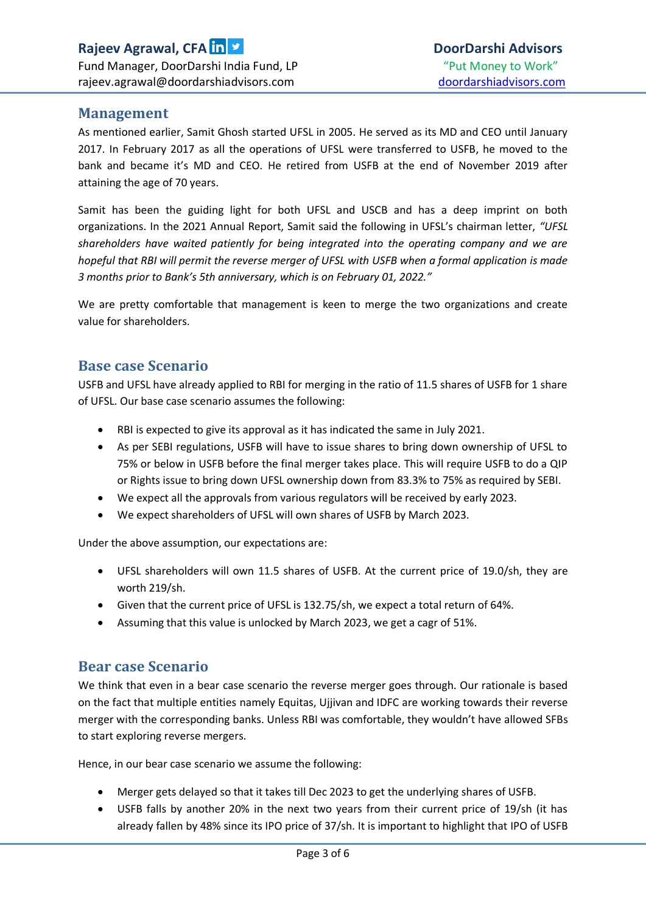## Management

As mentioned earlier, Samit Ghosh started UFSL in 2005. He served as its MD and CEO until January 2017. In February 2017 as all the operations of UFSL were transferred to USFB, he moved to the bank and became it's MD and CEO. He retired from USFB at the end of November 2019 after attaining the age of 70 years.

Samit has been the guiding light for both UFSL and USCB and has a deep imprint on both organizations. In the 2021 Annual Report, Samit said the following in UFSL's chairman letter, *"UFSL shareholders have waited patiently for being integrated into the operating company and we are hopeful that RBI will permit the reverse merger of UFSL with USFB when a formal application is made 3 months prior to Bank's 5th anniversary, which is on February 01, 2022."*

We are pretty comfortable that management is keen to merge the two organizations and create value for shareholders.

## Base case Scenario

USFB and UFSL have already applied to RBI for merging in the ratio of 11.5 shares of USFB for 1 share of UFSL. Our base case scenario assumes the following:

- RBI is expected to give its approval as it has indicated the same in July 2021.
- As per SEBI regulations, USFB will have to issue shares to bring down ownership of UFSL to 75% or below in USFB before the final merger takes place. This will require USFB to do a QIP or Rights issue to bring down UFSL ownership down from 83.3% to 75% as required by SEBI.
- We expect all the approvals from various regulators will be received by early 2023.
- We expect shareholders of UFSL will own shares of USFB by March 2023.

Under the above assumption, our expectations are:

- UFSL shareholders will own 11.5 shares of USFB. At the current price of 19.0/sh, they are worth 219/sh.
- Given that the current price of UFSL is 132.75/sh, we expect a total return of 64%.
- Assuming that this value is unlocked by March 2023, we get a cagr of 51%.

## Bear case Scenario

We think that even in a bear case scenario the reverse merger goes through. Our rationale is based on the fact that multiple entities namely Equitas, Ujjivan and IDFC are working towards their reverse merger with the corresponding banks. Unless RBI was comfortable, they wouldn't have allowed SFBs to start exploring reverse mergers.

Hence, in our bear case scenario we assume the following:

- Merger gets delayed so that it takes till Dec 2023 to get the underlying shares of USFB.
- USFB falls by another 20% in the next two years from their current price of 19/sh (it has already fallen by 48% since its IPO price of 37/sh. It is important to highlight that IPO of USFB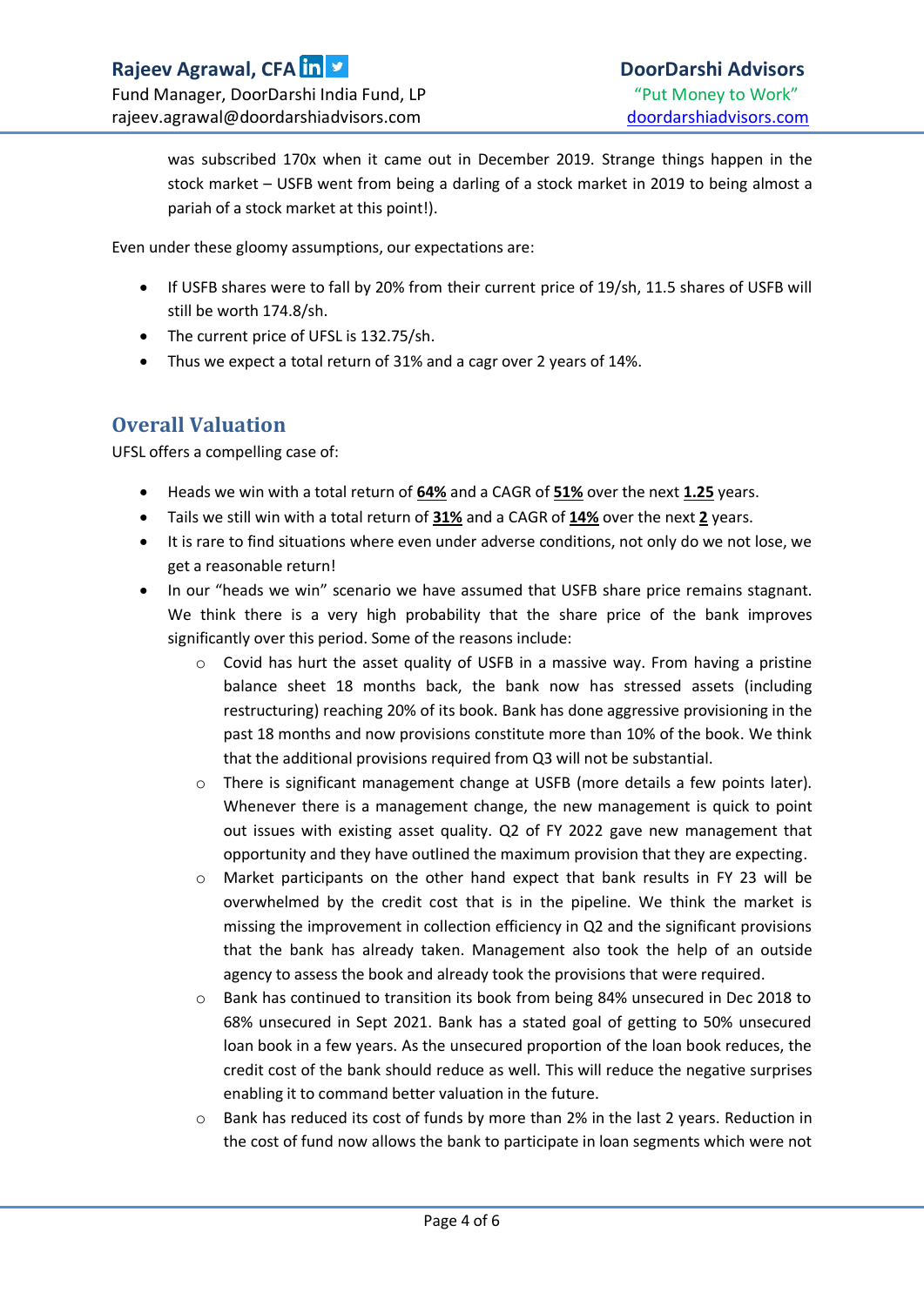was subscribed 170x when it came out in December 2019. Strange things happen in the stock market – USFB went from being a darling of a stock market in 2019 to being almost a pariah of a stock market at this point!).

Even under these gloomy assumptions, our expectations are:

- If USFB shares were to fall by 20% from their current price of 19/sh, 11.5 shares of USFB will still be worth 174.8/sh.
- The current price of UFSL is 132.75/sh.
- Thus we expect a total return of 31% and a cagr over 2 years of 14%.

## Overall Valuation

UFSL offers a compelling case of:

- Heads we win with a total return of **64%** and a CAGR of **51%** over the next **1.25** years.
- Tails we still win with a total return of **31%** and a CAGR of **14%** over the next **2** years.
- It is rare to find situations where even under adverse conditions, not only do we not lose, we get a reasonable return!
- In our "heads we win" scenario we have assumed that USFB share price remains stagnant. We think there is a very high probability that the share price of the bank improves significantly over this period. Some of the reasons include:
    - Covid has hurt the asset quality of USFB in a massive way. From having a pristine balance sheet 18 months back, the bank now has stressed assets (including restructuring) reaching 20% of its book. Bank has done aggressive provisioning in the past 18 months and now provisions constitute more than 10% of the book. We think that the additional provisions required from Q3 will not be substantial.
    - There is significant management change at USFB (more details a few points later). Whenever there is a management change, the new management is quick to point out issues with existing asset quality. Q2 of FY 2022 gave new management that opportunity and they have outlined the maximum provision that they are expecting.
    - Market participants on the other hand expect that bank results in FY 23 will be overwhelmed by the credit cost that is in the pipeline. We think the market is missing the improvement in collection efficiency in Q2 and the significant provisions that the bank has already taken. Management also took the help of an outside agency to assess the book and already took the provisions that were required.
    - Bank has continued to transition its book from being 84% unsecured in Dec 2018 to 68% unsecured in Sept 2021. Bank has a stated goal of getting to 50% unsecured loan book in a few years. As the unsecured proportion of the loan book reduces, the credit cost of the bank should reduce as well. This will reduce the negative surprises enabling it to command better valuation in the future.
    - Bank has reduced its cost of funds by more than 2% in the last 2 years. Reduction in the cost of fund now allows the bank to participate in loan segments which were not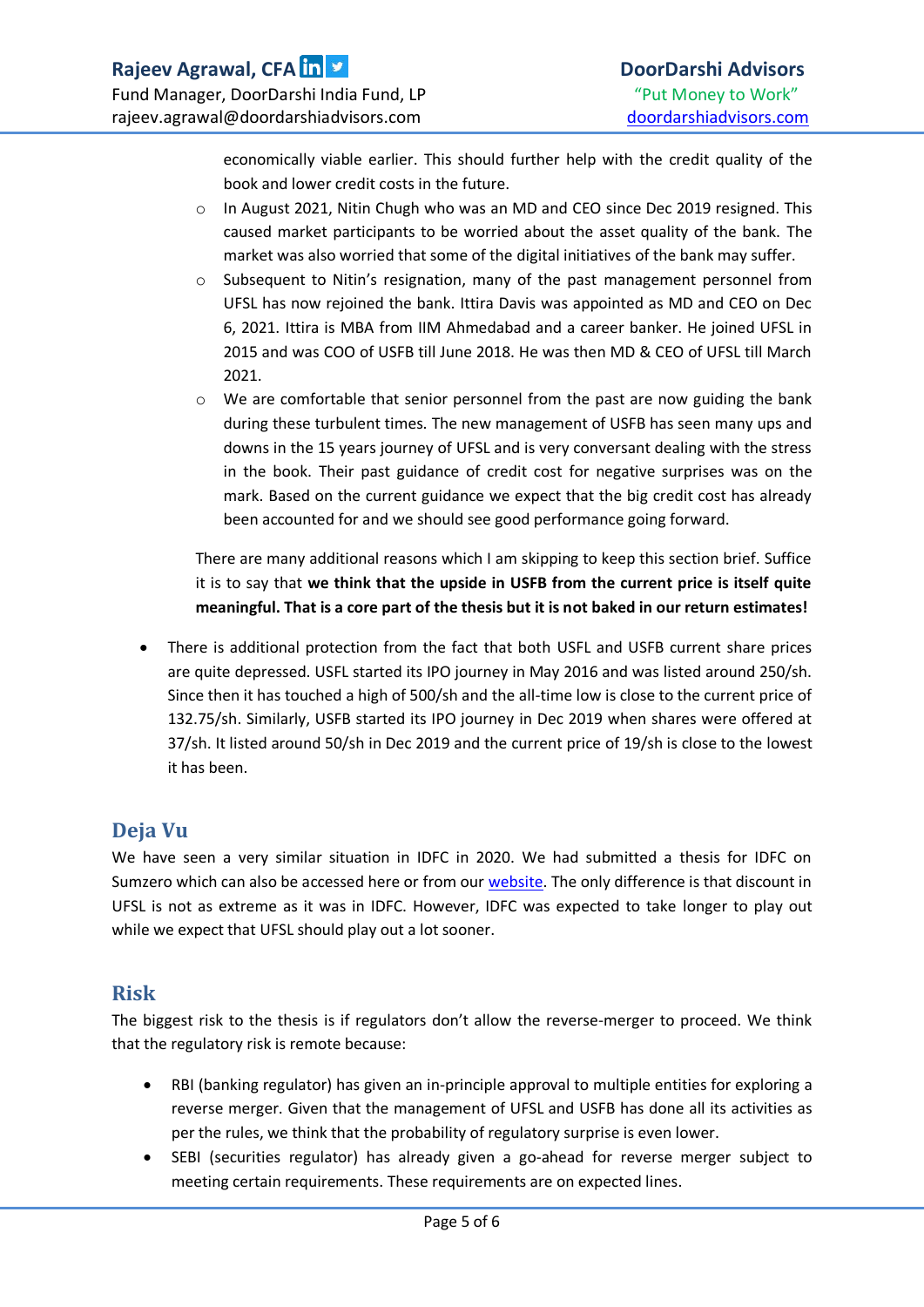economically viable earlier. This should further help with the credit quality of the book and lower credit costs in the future.

  - In August 2021, Nitin Chugh who was an MD and CEO since Dec 2019 resigned. This caused market participants to be worried about the asset quality of the bank. The market was also worried that some of the digital initiatives of the bank may suffer.
  - Subsequent to Nitin's resignation, many of the past management personnel from UFSL has now rejoined the bank. Ittira Davis was appointed as MD and CEO on Dec 6, 2021. Ittira is MBA from IIM Ahmedabad and a career banker. He joined UFSL in 2015 and was COO of USFB till June 2018. He was then MD & CEO of UFSL till March 2021.
  - We are comfortable that senior personnel from the past are now guiding the bank during these turbulent times. The new management of USFB has seen many ups and downs in the 15 years journey of UFSL and is very conversant dealing with the stress in the book. Their past guidance of credit cost for negative surprises was on the mark. Based on the current guidance we expect that the big credit cost has already been accounted for and we should see good performance going forward.

  There are many additional reasons which I am skipping to keep this section brief. Suffice it is to say that **we think that the upside in USFB from the current price is itself quite meaningful. That is a core part of the thesis but it is not baked in our return estimates!**

- There is additional protection from the fact that both USFL and USFB current share prices are quite depressed. USFL started its IPO journey in May 2016 and was listed around 250/sh. Since then it has touched a high of 500/sh and the all-time low is close to the current price of 132.75/sh. Similarly, USFB started its IPO journey in Dec 2019 when shares were offered at 37/sh. It listed around 50/sh in Dec 2019 and the current price of 19/sh is close to the lowest it has been.

## Deja Vu

We have seen a very similar situation in IDFC in 2020. We had submitted a thesis for IDFC on Sumzero which can also be accessed here or from our website. The only difference is that discount in UFSL is not as extreme as it was in IDFC. However, IDFC was expected to take longer to play out while we expect that UFSL should play out a lot sooner.

## Risk

The biggest risk to the thesis is if regulators don't allow the reverse-merger to proceed. We think that the regulatory risk is remote because:

- RBI (banking regulator) has given an in-principle approval to multiple entities for exploring a reverse merger. Given that the management of UFSL and USFB has done all its activities as per the rules, we think that the probability of regulatory surprise is even lower.
- SEBI (securities regulator) has already given a go-ahead for reverse merger subject to meeting certain requirements. These requirements are on expected lines.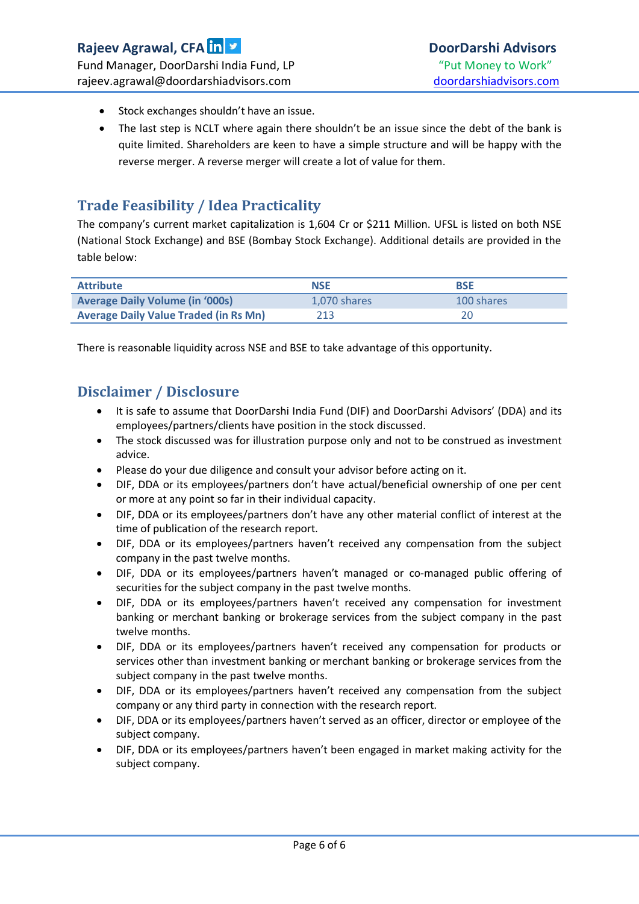- Stock exchanges shouldn't have an issue.
- The last step is NCLT where again there shouldn't be an issue since the debt of the bank is quite limited. Shareholders are keen to have a simple structure and will be happy with the reverse merger. A reverse merger will create a lot of value for them.

## Trade Feasibility / Idea Practicality

The company's current market capitalization is 1,604 Cr or $211 Million. UFSL is listed on both NSE (National Stock Exchange) and BSE (Bombay Stock Exchange). Additional details are provided in the table below:

| Attribute | NSE | BSE |
|---|---|---|
| **Average Daily Volume (in '000s)** | 1,070 shares | 100 shares |
| **Average Daily Value Traded (in Rs Mn)** | 213 | 20 |

There is reasonable liquidity across NSE and BSE to take advantage of this opportunity.

## Disclaimer / Disclosure

- It is safe to assume that DoorDarshi India Fund (DIF) and DoorDarshi Advisors' (DDA) and its employees/partners/clients have position in the stock discussed.
- The stock discussed was for illustration purpose only and not to be construed as investment advice.
- Please do your due diligence and consult your advisor before acting on it.
- DIF, DDA or its employees/partners don't have actual/beneficial ownership of one per cent or more at any point so far in their individual capacity.
- DIF, DDA or its employees/partners don't have any other material conflict of interest at the time of publication of the research report.
- DIF, DDA or its employees/partners haven't received any compensation from the subject company in the past twelve months.
- DIF, DDA or its employees/partners haven't managed or co-managed public offering of securities for the subject company in the past twelve months.
- DIF, DDA or its employees/partners haven't received any compensation for investment banking or merchant banking or brokerage services from the subject company in the past twelve months.
- DIF, DDA or its employees/partners haven't received any compensation for products or services other than investment banking or merchant banking or brokerage services from the subject company in the past twelve months.
- DIF, DDA or its employees/partners haven't received any compensation from the subject company or any third party in connection with the research report.
- DIF, DDA or its employees/partners haven't served as an officer, director or employee of the subject company.
- DIF, DDA or its employees/partners haven't been engaged in market making activity for the subject company.